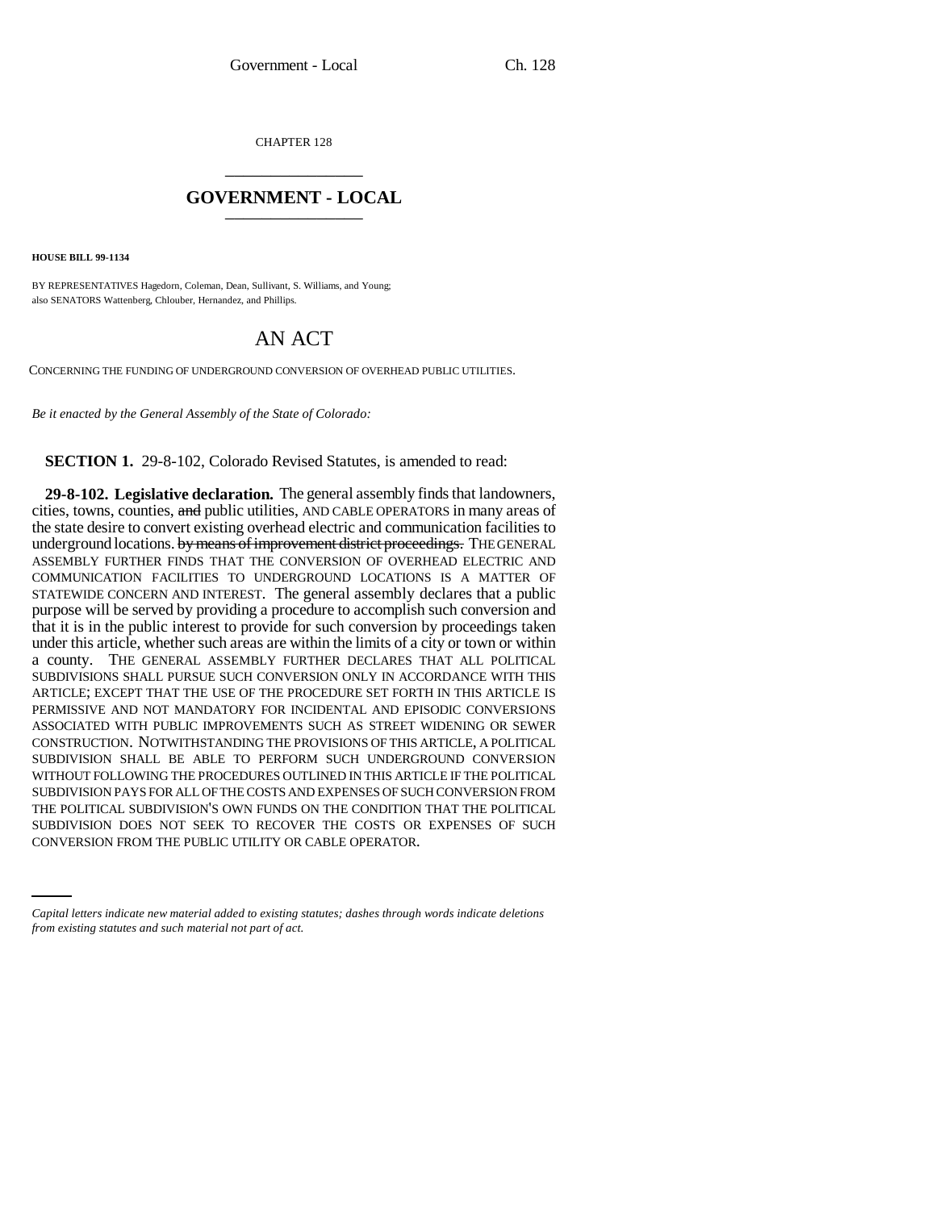CHAPTER 128

# GOVERNMENT - LOCAL

**HOUSE BILL 99-1134**

BY REPRESENTATIVES Hagedorn, Coleman, Dean, Sullivant, S. Williams, and Young;
also SENATORS Wattenberg, Chlouber, Hernandez, and Phillips.

## AN ACT

CONCERNING THE FUNDING OF UNDERGROUND CONVERSION OF OVERHEAD PUBLIC UTILITIES.

*Be it enacted by the General Assembly of the State of Colorado:*

**SECTION 1.** 29-8-102, Colorado Revised Statutes, is amended to read:

**29-8-102. Legislative declaration.** The general assembly finds that landowners, cities, towns, counties, ~~and~~ public utilities, AND CABLE OPERATORS in many areas of the state desire to convert existing overhead electric and communication facilities to underground locations. ~~by means of improvement district proceedings.~~ THE GENERAL ASSEMBLY FURTHER FINDS THAT THE CONVERSION OF OVERHEAD ELECTRIC AND COMMUNICATION FACILITIES TO UNDERGROUND LOCATIONS IS A MATTER OF STATEWIDE CONCERN AND INTEREST. The general assembly declares that a public purpose will be served by providing a procedure to accomplish such conversion and that it is in the public interest to provide for such conversion by proceedings taken under this article, whether such areas are within the limits of a city or town or within a county. THE GENERAL ASSEMBLY FURTHER DECLARES THAT ALL POLITICAL SUBDIVISIONS SHALL PURSUE SUCH CONVERSION ONLY IN ACCORDANCE WITH THIS ARTICLE; EXCEPT THAT THE USE OF THE PROCEDURE SET FORTH IN THIS ARTICLE IS PERMISSIVE AND NOT MANDATORY FOR INCIDENTAL AND EPISODIC CONVERSIONS ASSOCIATED WITH PUBLIC IMPROVEMENTS SUCH AS STREET WIDENING OR SEWER CONSTRUCTION. NOTWITHSTANDING THE PROVISIONS OF THIS ARTICLE, A POLITICAL SUBDIVISION SHALL BE ABLE TO PERFORM SUCH UNDERGROUND CONVERSION WITHOUT FOLLOWING THE PROCEDURES OUTLINED IN THIS ARTICLE IF THE POLITICAL SUBDIVISION PAYS FOR ALL OF THE COSTS AND EXPENSES OF SUCH CONVERSION FROM THE POLITICAL SUBDIVISION'S OWN FUNDS ON THE CONDITION THAT THE POLITICAL SUBDIVISION DOES NOT SEEK TO RECOVER THE COSTS OR EXPENSES OF SUCH CONVERSION FROM THE PUBLIC UTILITY OR CABLE OPERATOR.

*Capital letters indicate new material added to existing statutes; dashes through words indicate deletions from existing statutes and such material not part of act.*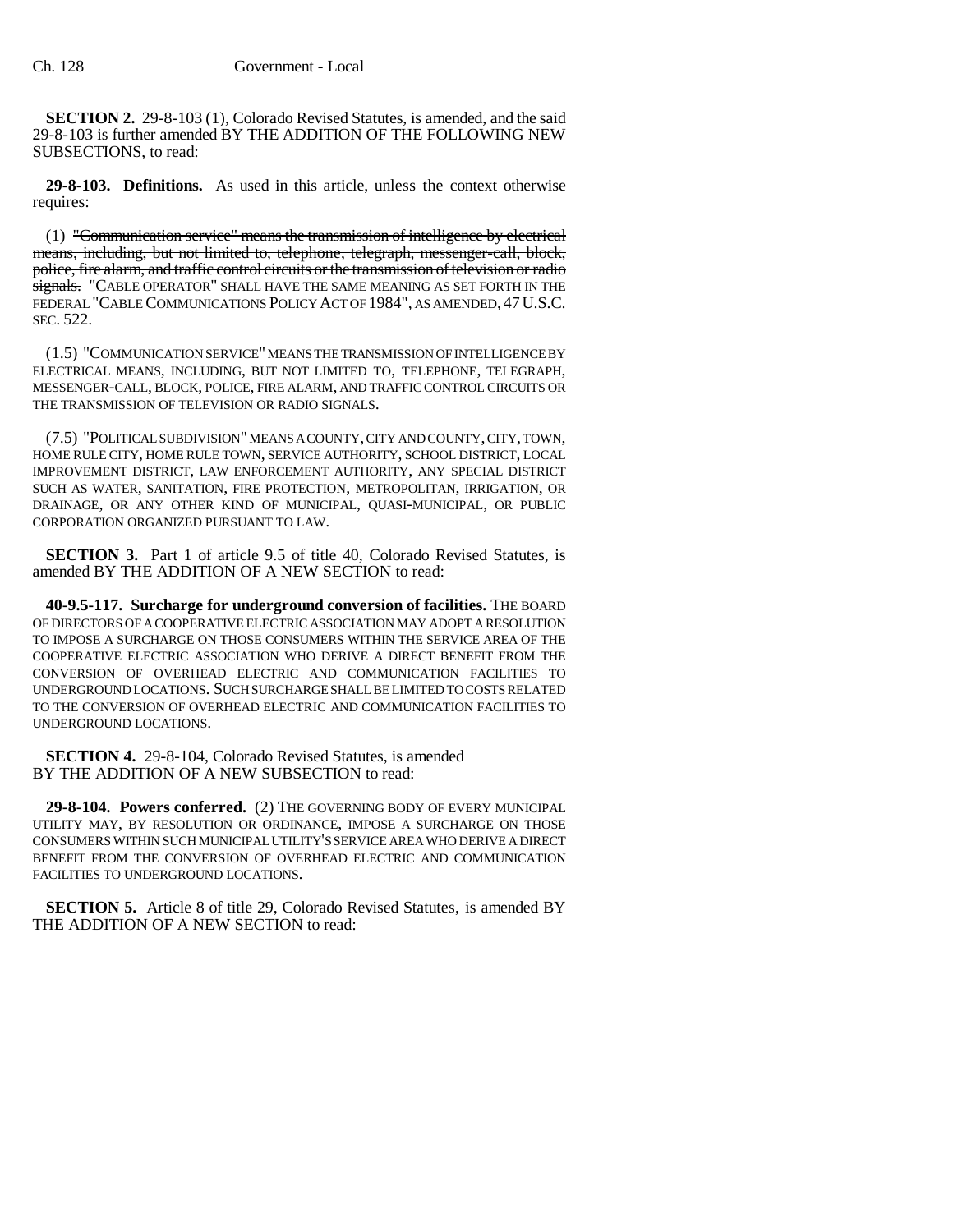**SECTION 2.** 29-8-103 (1), Colorado Revised Statutes, is amended, and the said 29-8-103 is further amended BY THE ADDITION OF THE FOLLOWING NEW SUBSECTIONS, to read:

**29-8-103. Definitions.** As used in this article, unless the context otherwise requires:

(1) ~~"Communication service" means the transmission of intelligence by electrical means, including, but not limited to, telephone, telegraph, messenger-call, block, police, fire alarm, and traffic control circuits or the transmission of television or radio signals.~~ "CABLE OPERATOR" SHALL HAVE THE SAME MEANING AS SET FORTH IN THE FEDERAL "CABLE COMMUNICATIONS POLICY ACT OF 1984", AS AMENDED, 47 U.S.C. SEC. 522.

(1.5) "COMMUNICATION SERVICE" MEANS THE TRANSMISSION OF INTELLIGENCE BY ELECTRICAL MEANS, INCLUDING, BUT NOT LIMITED TO, TELEPHONE, TELEGRAPH, MESSENGER-CALL, BLOCK, POLICE, FIRE ALARM, AND TRAFFIC CONTROL CIRCUITS OR THE TRANSMISSION OF TELEVISION OR RADIO SIGNALS.

(7.5) "POLITICAL SUBDIVISION" MEANS A COUNTY, CITY AND COUNTY, CITY, TOWN, HOME RULE CITY, HOME RULE TOWN, SERVICE AUTHORITY, SCHOOL DISTRICT, LOCAL IMPROVEMENT DISTRICT, LAW ENFORCEMENT AUTHORITY, ANY SPECIAL DISTRICT SUCH AS WATER, SANITATION, FIRE PROTECTION, METROPOLITAN, IRRIGATION, OR DRAINAGE, OR ANY OTHER KIND OF MUNICIPAL, QUASI-MUNICIPAL, OR PUBLIC CORPORATION ORGANIZED PURSUANT TO LAW.

**SECTION 3.** Part 1 of article 9.5 of title 40, Colorado Revised Statutes, is amended BY THE ADDITION OF A NEW SECTION to read:

**40-9.5-117. Surcharge for underground conversion of facilities.** THE BOARD OF DIRECTORS OF A COOPERATIVE ELECTRIC ASSOCIATION MAY ADOPT A RESOLUTION TO IMPOSE A SURCHARGE ON THOSE CONSUMERS WITHIN THE SERVICE AREA OF THE COOPERATIVE ELECTRIC ASSOCIATION WHO DERIVE A DIRECT BENEFIT FROM THE CONVERSION OF OVERHEAD ELECTRIC AND COMMUNICATION FACILITIES TO UNDERGROUND LOCATIONS. SUCH SURCHARGE SHALL BE LIMITED TO COSTS RELATED TO THE CONVERSION OF OVERHEAD ELECTRIC AND COMMUNICATION FACILITIES TO UNDERGROUND LOCATIONS.

**SECTION 4.** 29-8-104, Colorado Revised Statutes, is amended BY THE ADDITION OF A NEW SUBSECTION to read:

**29-8-104. Powers conferred.** (2) THE GOVERNING BODY OF EVERY MUNICIPAL UTILITY MAY, BY RESOLUTION OR ORDINANCE, IMPOSE A SURCHARGE ON THOSE CONSUMERS WITHIN SUCH MUNICIPAL UTILITY'S SERVICE AREA WHO DERIVE A DIRECT BENEFIT FROM THE CONVERSION OF OVERHEAD ELECTRIC AND COMMUNICATION FACILITIES TO UNDERGROUND LOCATIONS.

**SECTION 5.** Article 8 of title 29, Colorado Revised Statutes, is amended BY THE ADDITION OF A NEW SECTION to read: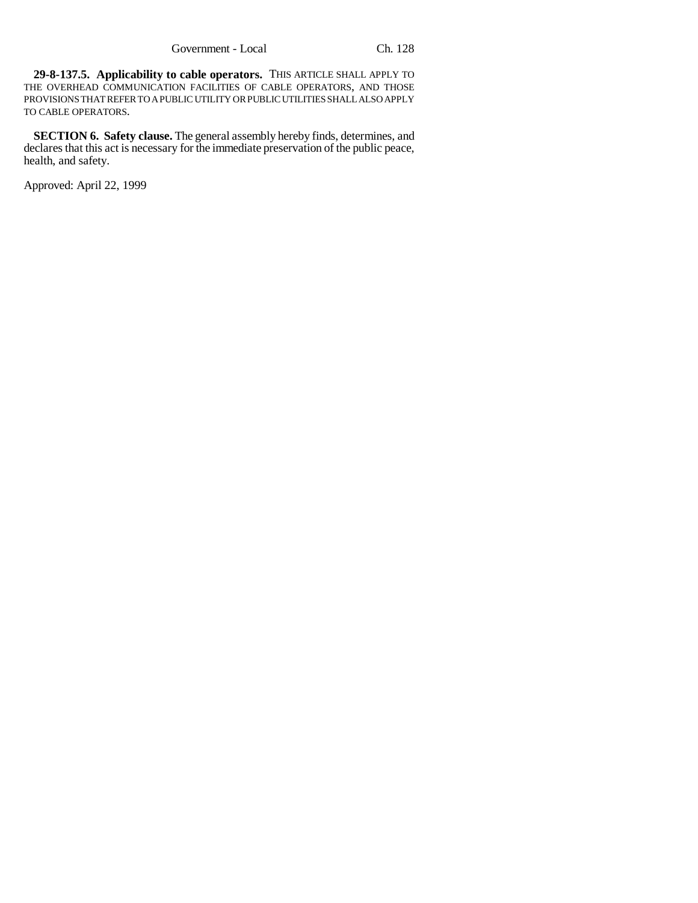**29-8-137.5. Applicability to cable operators.** THIS ARTICLE SHALL APPLY TO THE OVERHEAD COMMUNICATION FACILITIES OF CABLE OPERATORS, AND THOSE PROVISIONS THAT REFER TO A PUBLIC UTILITY OR PUBLIC UTILITIES SHALL ALSO APPLY TO CABLE OPERATORS.

**SECTION 6. Safety clause.** The general assembly hereby finds, determines, and declares that this act is necessary for the immediate preservation of the public peace, health, and safety.

Approved: April 22, 1999